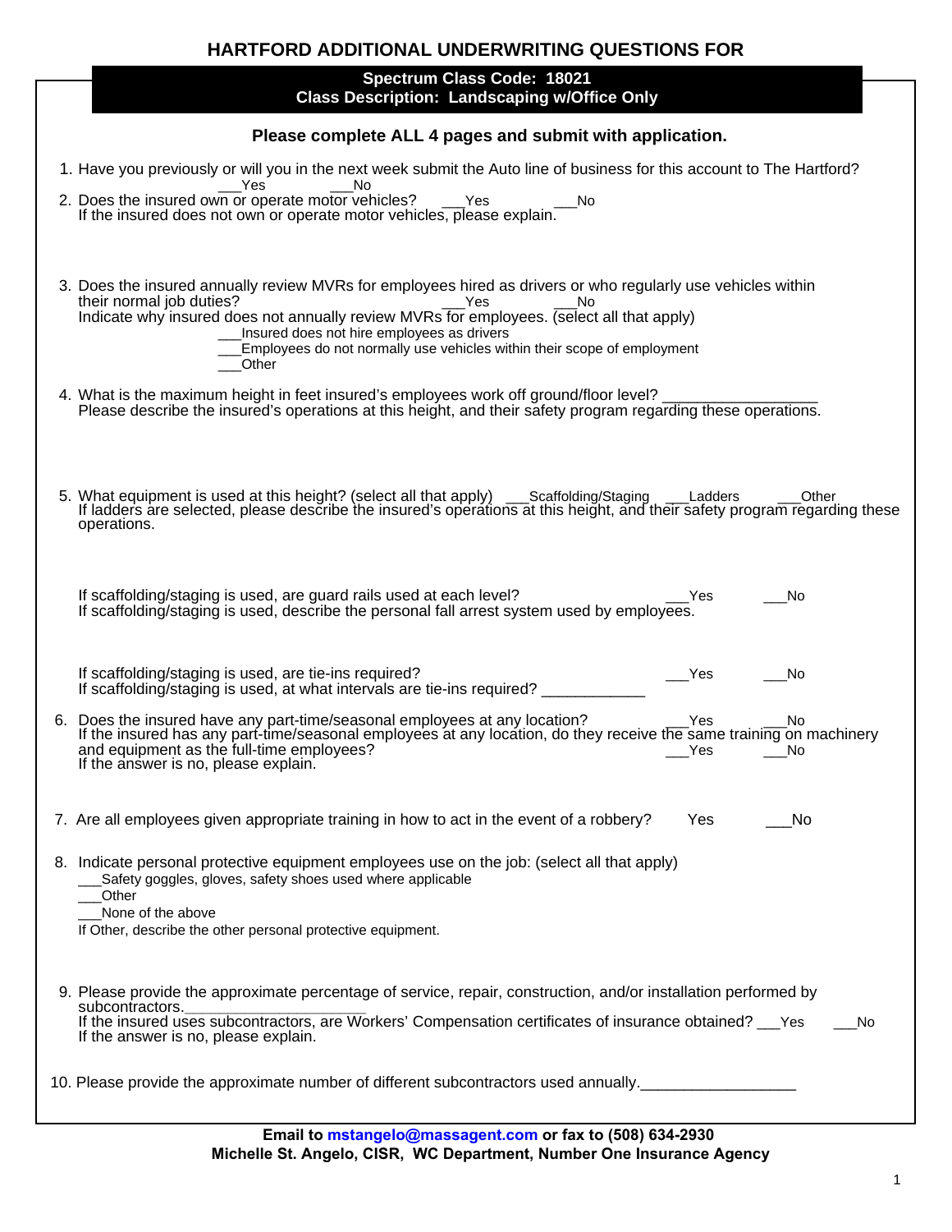# HARTFORD ADDITIONAL UNDERWRITING QUESTIONS FOR

**Spectrum Class Code: 18021**
**Class Description: Landscaping w/Office Only**

**Please complete ALL 4 pages and submit with application.**

1. Have you previously or will you in the next week submit the Auto line of business for this account to The Hartford?
   ___Yes ___No
2. Does the insured own or operate motor vehicles? ___Yes ___No
   If the insured does not own or operate motor vehicles, please explain.

3. Does the insured annually review MVRs for employees hired as drivers or who regularly use vehicles within their normal job duties? ___Yes ___No
   Indicate why insured does not annually review MVRs for employees. (select all that apply)
   - ___Insured does not hire employees as drivers
   - ___Employees do not normally use vehicles within their scope of employment
   - ___Other

4. What is the maximum height in feet insured's employees work off ground/floor level? ________________
   Please describe the insured's operations at this height, and their safety program regarding these operations.

5. What equipment is used at this height? (select all that apply) ___Scaffolding/Staging ___Ladders ___Other
   If ladders are selected, please describe the insured's operations at this height, and their safety program regarding these operations.

   If scaffolding/staging is used, are guard rails used at each level? ___Yes ___No
   If scaffolding/staging is used, describe the personal fall arrest system used by employees.

   If scaffolding/staging is used, are tie-ins required? ___Yes ___No
   If scaffolding/staging is used, at what intervals are tie-ins required? ____________

6. Does the insured have any part-time/seasonal employees at any location? ___Yes ___No
   If the insured has any part-time/seasonal employees at any location, do they receive the same training on machinery and equipment as the full-time employees? ___Yes ___No
   If the answer is no, please explain.

7. Are all employees given appropriate training in how to act in the event of a robbery? Yes ___No

8. Indicate personal protective equipment employees use on the job: (select all that apply)
   - ___Safety goggles, gloves, safety shoes used where applicable
   - ___Other
   - ___None of the above

   If Other, describe the other personal protective equipment.

9. Please provide the approximate percentage of service, repair, construction, and/or installation performed by subcontractors.____________________
   If the insured uses subcontractors, are Workers' Compensation certificates of insurance obtained? ___Yes ___No
   If the answer is no, please explain.

10. Please provide the approximate number of different subcontractors used annually.__________________

**Email to mstangelo@massagent.com or fax to (508) 634-2930**
**Michelle St. Angelo, CISR, WC Department, Number One Insurance Agency**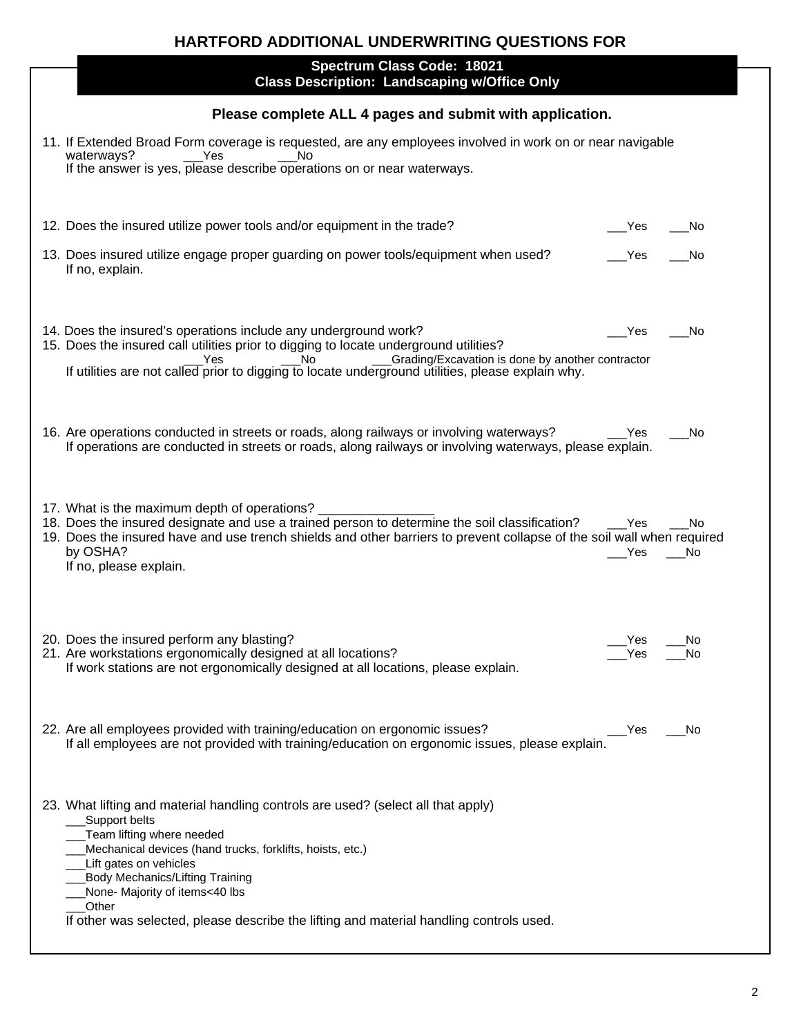## HARTFORD ADDITIONAL UNDERWRITING QUESTIONS FOR

**Spectrum Class Code: 18021**
**Class Description: Landscaping w/Office Only**

**Please complete ALL 4 pages and submit with application.**

11. If Extended Broad Form coverage is requested, are any employees involved in work on or near navigable waterways? ___Yes ___No
    If the answer is yes, please describe operations on or near waterways.

12. Does the insured utilize power tools and/or equipment in the trade? ___Yes ___No

13. Does insured utilize engage proper guarding on power tools/equipment when used? ___Yes ___No
    If no, explain.

14. Does the insured's operations include any underground work? ___Yes ___No

15. Does the insured call utilities prior to digging to locate underground utilities?
    ___Yes ___No ___Grading/Excavation is done by another contractor
    If utilities are not called prior to digging to locate underground utilities, please explain why.

16. Are operations conducted in streets or roads, along railways or involving waterways? ___Yes ___No
    If operations are conducted in streets or roads, along railways or involving waterways, please explain.

17. What is the maximum depth of operations? ________________

18. Does the insured designate and use a trained person to determine the soil classification? ___Yes ___No

19. Does the insured have and use trench shields and other barriers to prevent collapse of the soil wall when required by OSHA? ___Yes ___No
    If no, please explain.

20. Does the insured perform any blasting? ___Yes ___No

21. Are workstations ergonomically designed at all locations? ___Yes ___No
    If work stations are not ergonomically designed at all locations, please explain.

22. Are all employees provided with training/education on ergonomic issues? ___Yes ___No
    If all employees are not provided with training/education on ergonomic issues, please explain.

23. What lifting and material handling controls are used? (select all that apply)
    - ___Support belts
    - ___Team lifting where needed
    - ___Mechanical devices (hand trucks, forklifts, hoists, etc.)
    - ___Lift gates on vehicles
    - ___Body Mechanics/Lifting Training
    - ___None- Majority of items<40 lbs
    - ___Other

    If other was selected, please describe the lifting and material handling controls used.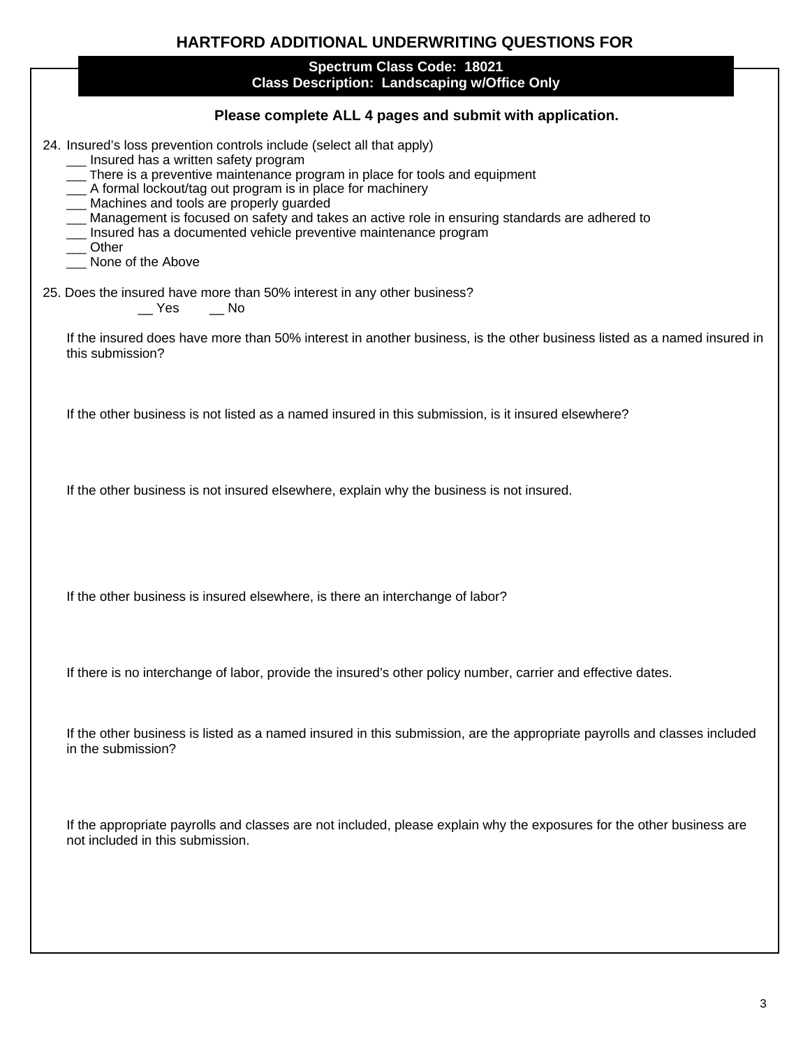# HARTFORD ADDITIONAL UNDERWRITING QUESTIONS FOR

**Spectrum Class Code: 18021**
**Class Description: Landscaping w/Office Only**

**Please complete ALL 4 pages and submit with application.**

24. Insured's loss prevention controls include (select all that apply)
    ___ Insured has a written safety program
    ___ There is a preventive maintenance program in place for tools and equipment
    ___ A formal lockout/tag out program is in place for machinery
    ___ Machines and tools are properly guarded
    ___ Management is focused on safety and takes an active role in ensuring standards are adhered to
    ___ Insured has a documented vehicle preventive maintenance program
    ___ Other
    ___ None of the Above

25. Does the insured have more than 50% interest in any other business?
    __ Yes __ No

    If the insured does have more than 50% interest in another business, is the other business listed as a named insured in this submission?

    If the other business is not listed as a named insured in this submission, is it insured elsewhere?

    If the other business is not insured elsewhere, explain why the business is not insured.

    If the other business is insured elsewhere, is there an interchange of labor?

    If there is no interchange of labor, provide the insured's other policy number, carrier and effective dates.

    If the other business is listed as a named insured in this submission, are the appropriate payrolls and classes included in the submission?

    If the appropriate payrolls and classes are not included, please explain why the exposures for the other business are not included in this submission.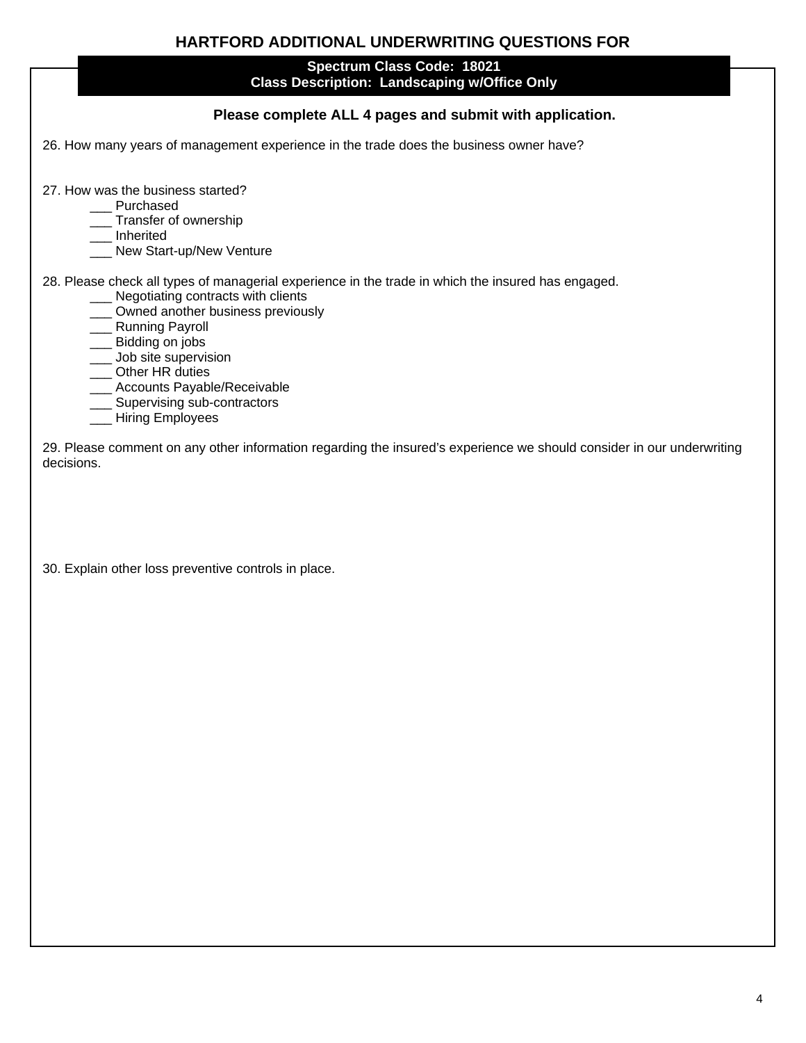## HARTFORD ADDITIONAL UNDERWRITING QUESTIONS FOR

**Spectrum Class Code: 18021**
**Class Description: Landscaping w/Office Only**

**Please complete ALL 4 pages and submit with application.**

26. How many years of management experience in the trade does the business owner have?

27. How was the business started?
    - ___ Purchased
    - ___ Transfer of ownership
    - ___ Inherited
    - ___ New Start-up/New Venture

28. Please check all types of managerial experience in the trade in which the insured has engaged.
    - ___ Negotiating contracts with clients
    - ___ Owned another business previously
    - ___ Running Payroll
    - ___ Bidding on jobs
    - ___ Job site supervision
    - ___ Other HR duties
    - ___ Accounts Payable/Receivable
    - ___ Supervising sub-contractors
    - ___ Hiring Employees

29. Please comment on any other information regarding the insured's experience we should consider in our underwriting decisions.

30. Explain other loss preventive controls in place.